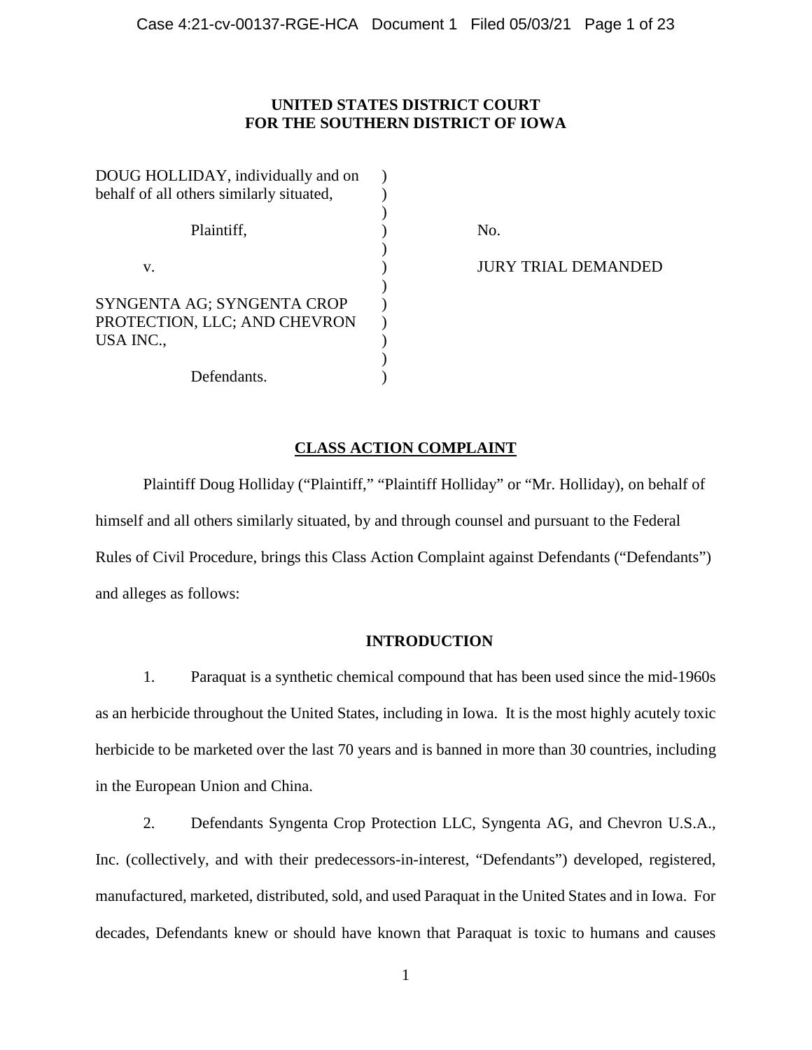**UNITED STATES DISTRICT COURT**
**FOR THE SOUTHERN DISTRICT OF IOWA**

| | | |
|---|---|---|
| DOUG HOLLIDAY, individually and on behalf of all others similarly situated, | ) | |
| Plaintiff, | ) | No. |
| v. | ) | JURY TRIAL DEMANDED |
| SYNGENTA AG; SYNGENTA CROP PROTECTION, LLC; AND CHEVRON USA INC., | ) | |
| Defendants. | ) | |

## CLASS ACTION COMPLAINT

Plaintiff Doug Holliday ("Plaintiff," "Plaintiff Holliday" or "Mr. Holliday), on behalf of himself and all others similarly situated, by and through counsel and pursuant to the Federal Rules of Civil Procedure, brings this Class Action Complaint against Defendants ("Defendants") and alleges as follows:

### INTRODUCTION

1. Paraquat is a synthetic chemical compound that has been used since the mid-1960s as an herbicide throughout the United States, including in Iowa. It is the most highly acutely toxic herbicide to be marketed over the last 70 years and is banned in more than 30 countries, including in the European Union and China.

2. Defendants Syngenta Crop Protection LLC, Syngenta AG, and Chevron U.S.A., Inc. (collectively, and with their predecessors-in-interest, "Defendants") developed, registered, manufactured, marketed, distributed, sold, and used Paraquat in the United States and in Iowa. For decades, Defendants knew or should have known that Paraquat is toxic to humans and causes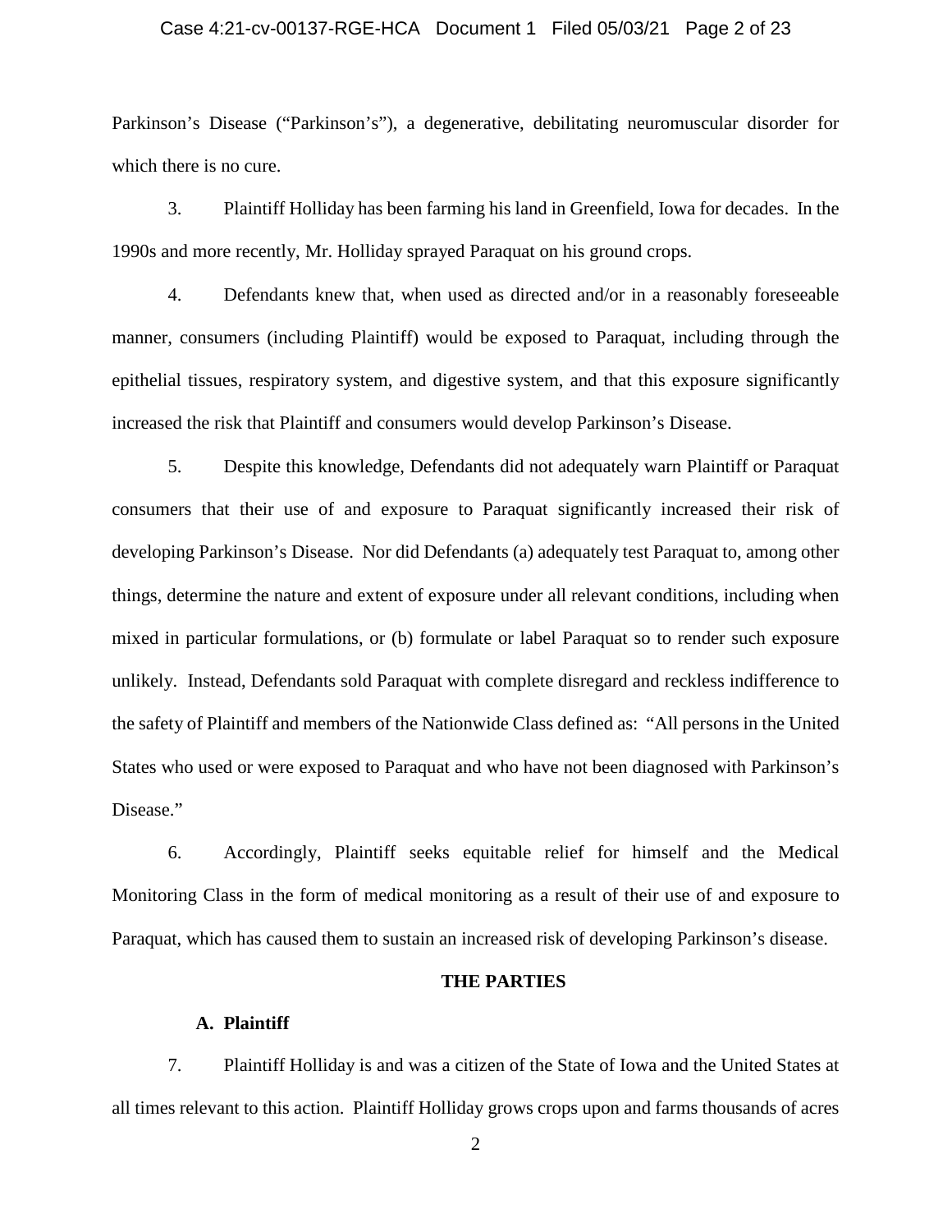Parkinson's Disease ("Parkinson's"), a degenerative, debilitating neuromuscular disorder for which there is no cure.

3. Plaintiff Holliday has been farming his land in Greenfield, Iowa for decades. In the 1990s and more recently, Mr. Holliday sprayed Paraquat on his ground crops.

4. Defendants knew that, when used as directed and/or in a reasonably foreseeable manner, consumers (including Plaintiff) would be exposed to Paraquat, including through the epithelial tissues, respiratory system, and digestive system, and that this exposure significantly increased the risk that Plaintiff and consumers would develop Parkinson's Disease.

5. Despite this knowledge, Defendants did not adequately warn Plaintiff or Paraquat consumers that their use of and exposure to Paraquat significantly increased their risk of developing Parkinson's Disease. Nor did Defendants (a) adequately test Paraquat to, among other things, determine the nature and extent of exposure under all relevant conditions, including when mixed in particular formulations, or (b) formulate or label Paraquat so to render such exposure unlikely. Instead, Defendants sold Paraquat with complete disregard and reckless indifference to the safety of Plaintiff and members of the Nationwide Class defined as: "All persons in the United States who used or were exposed to Paraquat and who have not been diagnosed with Parkinson's Disease."

6. Accordingly, Plaintiff seeks equitable relief for himself and the Medical Monitoring Class in the form of medical monitoring as a result of their use of and exposure to Paraquat, which has caused them to sustain an increased risk of developing Parkinson's disease.

## THE PARTIES

### A. Plaintiff

7. Plaintiff Holliday is and was a citizen of the State of Iowa and the United States at all times relevant to this action. Plaintiff Holliday grows crops upon and farms thousands of acres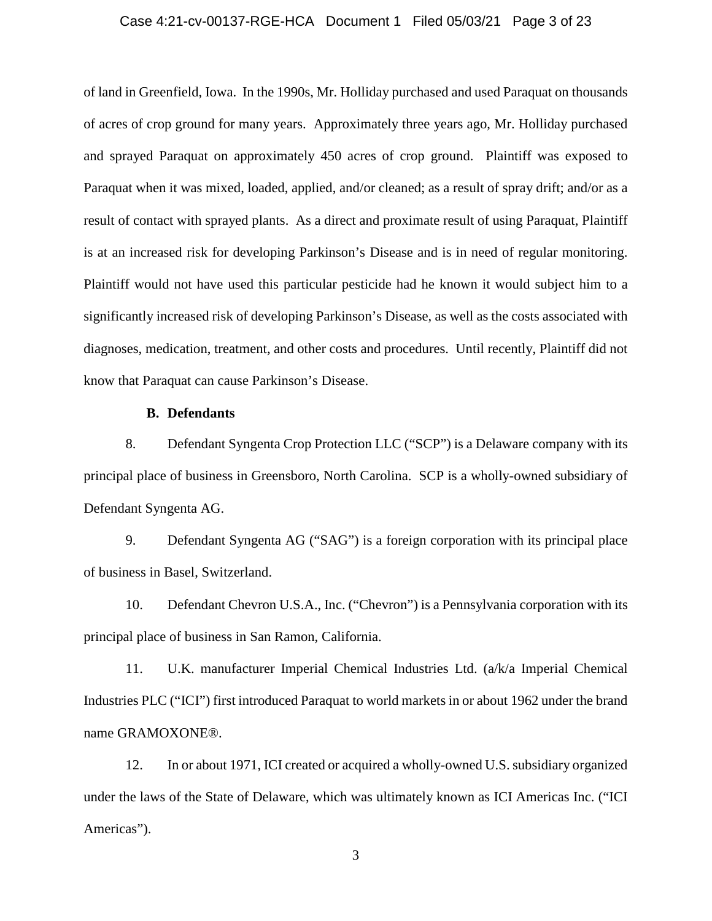of land in Greenfield, Iowa. In the 1990s, Mr. Holliday purchased and used Paraquat on thousands of acres of crop ground for many years. Approximately three years ago, Mr. Holliday purchased and sprayed Paraquat on approximately 450 acres of crop ground. Plaintiff was exposed to Paraquat when it was mixed, loaded, applied, and/or cleaned; as a result of spray drift; and/or as a result of contact with sprayed plants. As a direct and proximate result of using Paraquat, Plaintiff is at an increased risk for developing Parkinson's Disease and is in need of regular monitoring. Plaintiff would not have used this particular pesticide had he known it would subject him to a significantly increased risk of developing Parkinson's Disease, as well as the costs associated with diagnoses, medication, treatment, and other costs and procedures. Until recently, Plaintiff did not know that Paraquat can cause Parkinson's Disease.

### B. Defendants

8. Defendant Syngenta Crop Protection LLC ("SCP") is a Delaware company with its principal place of business in Greensboro, North Carolina. SCP is a wholly-owned subsidiary of Defendant Syngenta AG.

9. Defendant Syngenta AG ("SAG") is a foreign corporation with its principal place of business in Basel, Switzerland.

10. Defendant Chevron U.S.A., Inc. ("Chevron") is a Pennsylvania corporation with its principal place of business in San Ramon, California.

11. U.K. manufacturer Imperial Chemical Industries Ltd. (a/k/a Imperial Chemical Industries PLC ("ICI") first introduced Paraquat to world markets in or about 1962 under the brand name GRAMOXONE®.

12. In or about 1971, ICI created or acquired a wholly-owned U.S. subsidiary organized under the laws of the State of Delaware, which was ultimately known as ICI Americas Inc. ("ICI Americas").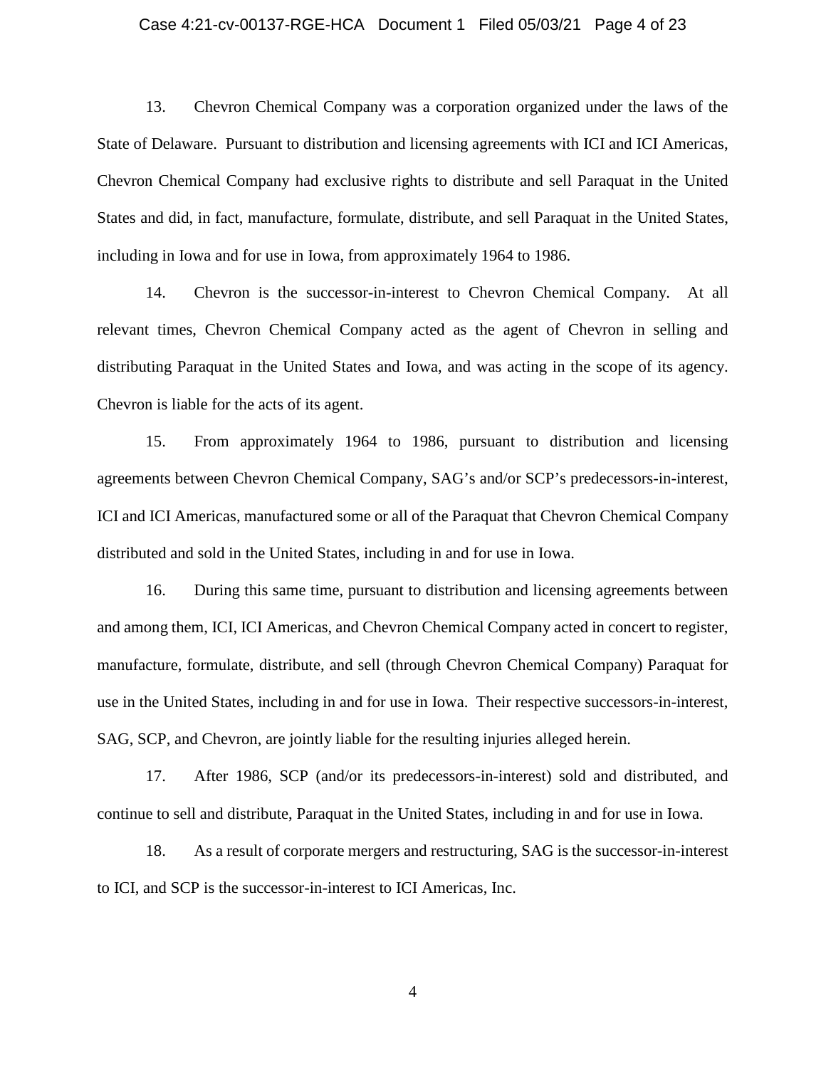13. Chevron Chemical Company was a corporation organized under the laws of the State of Delaware. Pursuant to distribution and licensing agreements with ICI and ICI Americas, Chevron Chemical Company had exclusive rights to distribute and sell Paraquat in the United States and did, in fact, manufacture, formulate, distribute, and sell Paraquat in the United States, including in Iowa and for use in Iowa, from approximately 1964 to 1986.

14. Chevron is the successor-in-interest to Chevron Chemical Company. At all relevant times, Chevron Chemical Company acted as the agent of Chevron in selling and distributing Paraquat in the United States and Iowa, and was acting in the scope of its agency. Chevron is liable for the acts of its agent.

15. From approximately 1964 to 1986, pursuant to distribution and licensing agreements between Chevron Chemical Company, SAG's and/or SCP's predecessors-in-interest, ICI and ICI Americas, manufactured some or all of the Paraquat that Chevron Chemical Company distributed and sold in the United States, including in and for use in Iowa.

16. During this same time, pursuant to distribution and licensing agreements between and among them, ICI, ICI Americas, and Chevron Chemical Company acted in concert to register, manufacture, formulate, distribute, and sell (through Chevron Chemical Company) Paraquat for use in the United States, including in and for use in Iowa. Their respective successors-in-interest, SAG, SCP, and Chevron, are jointly liable for the resulting injuries alleged herein.

17. After 1986, SCP (and/or its predecessors-in-interest) sold and distributed, and continue to sell and distribute, Paraquat in the United States, including in and for use in Iowa.

18. As a result of corporate mergers and restructuring, SAG is the successor-in-interest to ICI, and SCP is the successor-in-interest to ICI Americas, Inc.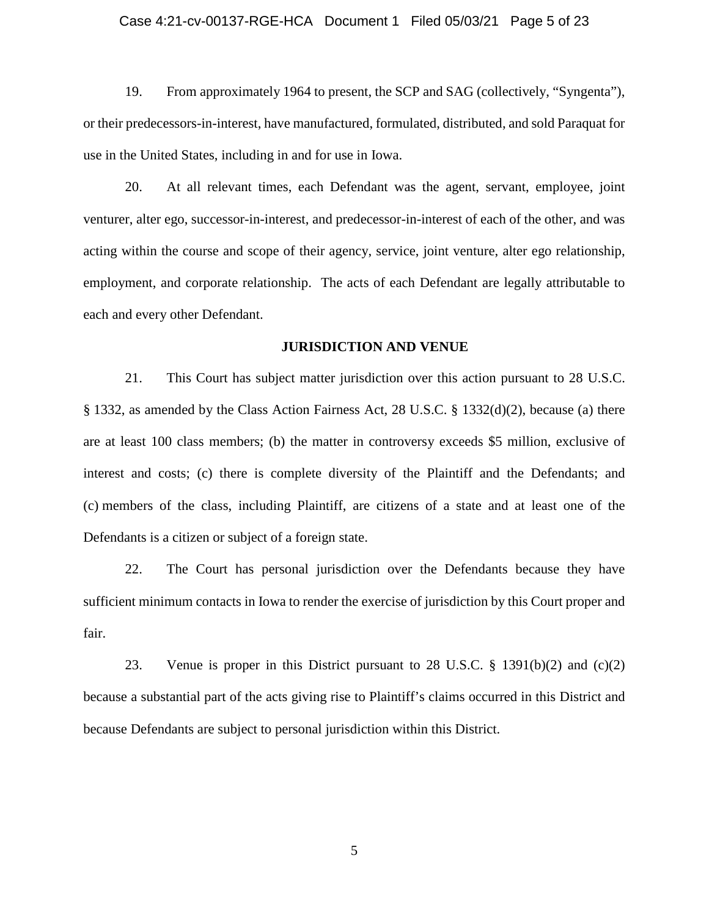19. From approximately 1964 to present, the SCP and SAG (collectively, "Syngenta"), or their predecessors-in-interest, have manufactured, formulated, distributed, and sold Paraquat for use in the United States, including in and for use in Iowa.

20. At all relevant times, each Defendant was the agent, servant, employee, joint venturer, alter ego, successor-in-interest, and predecessor-in-interest of each of the other, and was acting within the course and scope of their agency, service, joint venture, alter ego relationship, employment, and corporate relationship. The acts of each Defendant are legally attributable to each and every other Defendant.

**JURISDICTION AND VENUE**

21. This Court has subject matter jurisdiction over this action pursuant to 28 U.S.C. § 1332, as amended by the Class Action Fairness Act, 28 U.S.C. § 1332(d)(2), because (a) there are at least 100 class members; (b) the matter in controversy exceeds $5 million, exclusive of interest and costs; (c) there is complete diversity of the Plaintiff and the Defendants; and (c) members of the class, including Plaintiff, are citizens of a state and at least one of the Defendants is a citizen or subject of a foreign state.

22. The Court has personal jurisdiction over the Defendants because they have sufficient minimum contacts in Iowa to render the exercise of jurisdiction by this Court proper and fair.

23. Venue is proper in this District pursuant to 28 U.S.C. § 1391(b)(2) and (c)(2) because a substantial part of the acts giving rise to Plaintiff's claims occurred in this District and because Defendants are subject to personal jurisdiction within this District.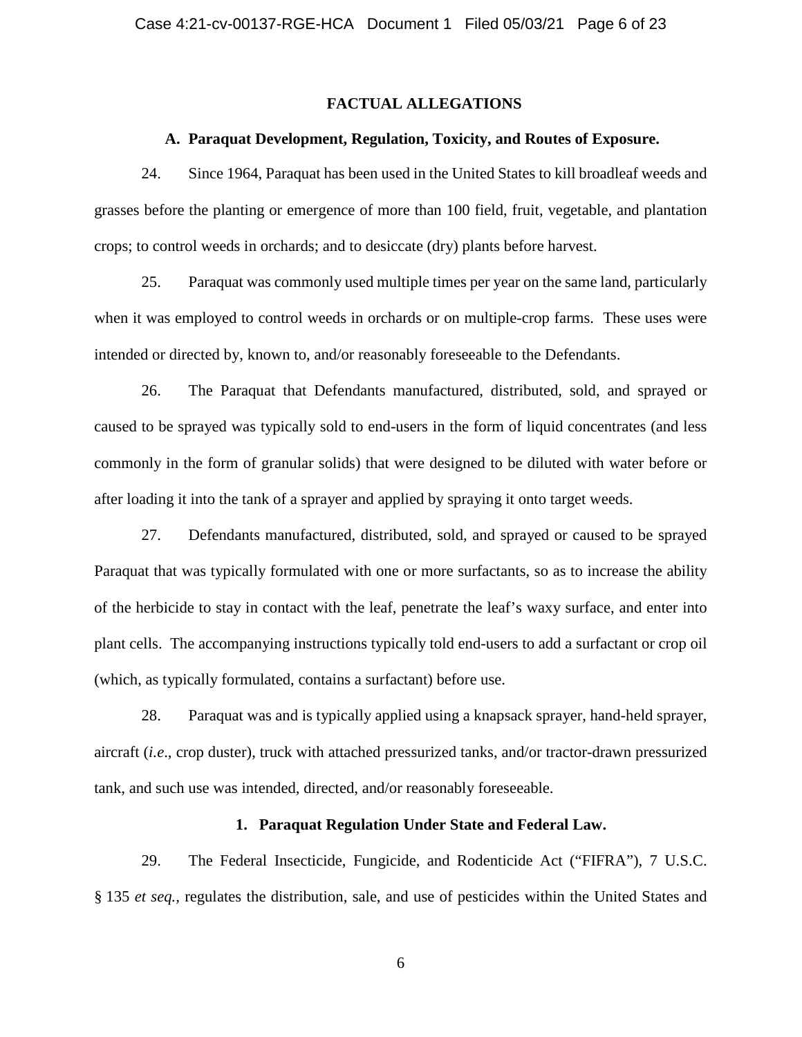## FACTUAL ALLEGATIONS

### A. Paraquat Development, Regulation, Toxicity, and Routes of Exposure.

24. Since 1964, Paraquat has been used in the United States to kill broadleaf weeds and grasses before the planting or emergence of more than 100 field, fruit, vegetable, and plantation crops; to control weeds in orchards; and to desiccate (dry) plants before harvest.

25. Paraquat was commonly used multiple times per year on the same land, particularly when it was employed to control weeds in orchards or on multiple-crop farms. These uses were intended or directed by, known to, and/or reasonably foreseeable to the Defendants.

26. The Paraquat that Defendants manufactured, distributed, sold, and sprayed or caused to be sprayed was typically sold to end-users in the form of liquid concentrates (and less commonly in the form of granular solids) that were designed to be diluted with water before or after loading it into the tank of a sprayer and applied by spraying it onto target weeds.

27. Defendants manufactured, distributed, sold, and sprayed or caused to be sprayed Paraquat that was typically formulated with one or more surfactants, so as to increase the ability of the herbicide to stay in contact with the leaf, penetrate the leaf's waxy surface, and enter into plant cells. The accompanying instructions typically told end-users to add a surfactant or crop oil (which, as typically formulated, contains a surfactant) before use.

28. Paraquat was and is typically applied using a knapsack sprayer, hand-held sprayer, aircraft (*i.e*., crop duster), truck with attached pressurized tanks, and/or tractor-drawn pressurized tank, and such use was intended, directed, and/or reasonably foreseeable.

#### 1. Paraquat Regulation Under State and Federal Law.

29. The Federal Insecticide, Fungicide, and Rodenticide Act ("FIFRA"), 7 U.S.C. § 135 *et seq.*, regulates the distribution, sale, and use of pesticides within the United States and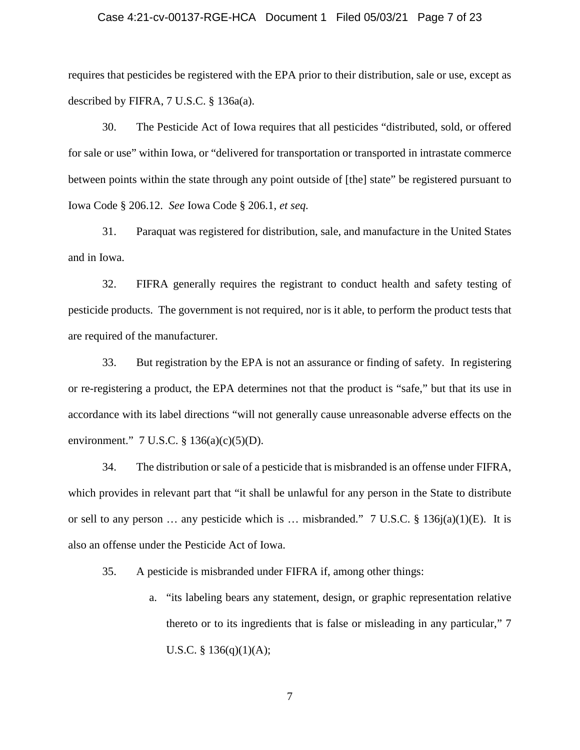requires that pesticides be registered with the EPA prior to their distribution, sale or use, except as described by FIFRA, 7 U.S.C. § 136a(a).

30. The Pesticide Act of Iowa requires that all pesticides "distributed, sold, or offered for sale or use" within Iowa, or "delivered for transportation or transported in intrastate commerce between points within the state through any point outside of [the] state" be registered pursuant to Iowa Code § 206.12. *See* Iowa Code § 206.1, *et seq.*

31. Paraquat was registered for distribution, sale, and manufacture in the United States and in Iowa.

32. FIFRA generally requires the registrant to conduct health and safety testing of pesticide products. The government is not required, nor is it able, to perform the product tests that are required of the manufacturer.

33. But registration by the EPA is not an assurance or finding of safety. In registering or re-registering a product, the EPA determines not that the product is "safe," but that its use in accordance with its label directions "will not generally cause unreasonable adverse effects on the environment." 7 U.S.C. § 136(a)(c)(5)(D).

34. The distribution or sale of a pesticide that is misbranded is an offense under FIFRA, which provides in relevant part that "it shall be unlawful for any person in the State to distribute or sell to any person … any pesticide which is … misbranded." 7 U.S.C. § 136j(a)(1)(E). It is also an offense under the Pesticide Act of Iowa.

35. A pesticide is misbranded under FIFRA if, among other things:

a. "its labeling bears any statement, design, or graphic representation relative thereto or to its ingredients that is false or misleading in any particular," 7 U.S.C. § 136(q)(1)(A);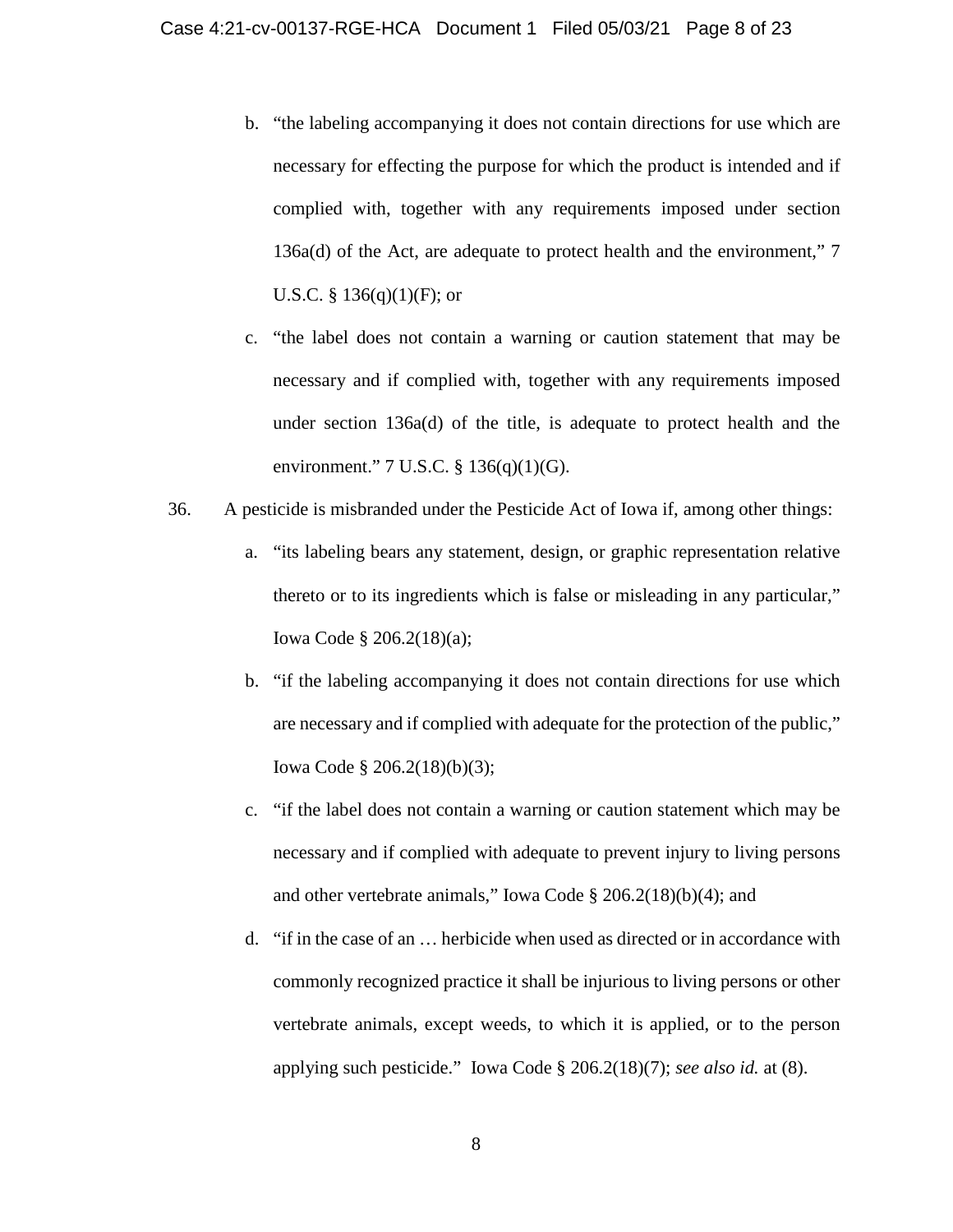b. "the labeling accompanying it does not contain directions for use which are necessary for effecting the purpose for which the product is intended and if complied with, together with any requirements imposed under section 136a(d) of the Act, are adequate to protect health and the environment," 7 U.S.C. § 136(q)(1)(F); or

c. "the label does not contain a warning or caution statement that may be necessary and if complied with, together with any requirements imposed under section 136a(d) of the title, is adequate to protect health and the environment." 7 U.S.C. § 136(q)(1)(G).

36. A pesticide is misbranded under the Pesticide Act of Iowa if, among other things:

a. "its labeling bears any statement, design, or graphic representation relative thereto or to its ingredients which is false or misleading in any particular," Iowa Code § 206.2(18)(a);

b. "if the labeling accompanying it does not contain directions for use which are necessary and if complied with adequate for the protection of the public," Iowa Code § 206.2(18)(b)(3);

c. "if the label does not contain a warning or caution statement which may be necessary and if complied with adequate to prevent injury to living persons and other vertebrate animals," Iowa Code § 206.2(18)(b)(4); and

d. "if in the case of an … herbicide when used as directed or in accordance with commonly recognized practice it shall be injurious to living persons or other vertebrate animals, except weeds, to which it is applied, or to the person applying such pesticide." Iowa Code § 206.2(18)(7); *see also id.* at (8).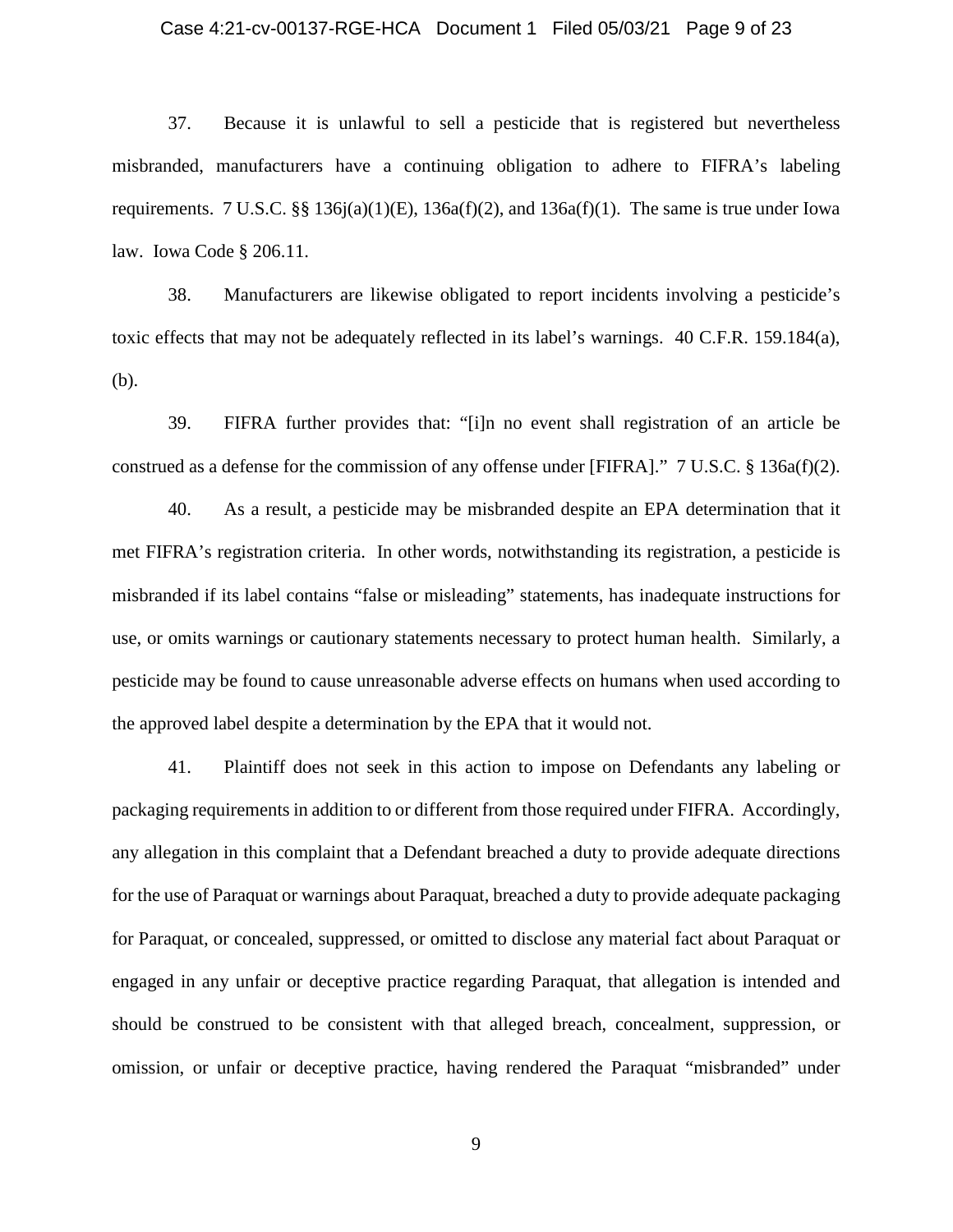37. Because it is unlawful to sell a pesticide that is registered but nevertheless misbranded, manufacturers have a continuing obligation to adhere to FIFRA's labeling requirements. 7 U.S.C. §§ 136j(a)(1)(E), 136a(f)(2), and 136a(f)(1). The same is true under Iowa law. Iowa Code § 206.11.

38. Manufacturers are likewise obligated to report incidents involving a pesticide's toxic effects that may not be adequately reflected in its label's warnings. 40 C.F.R. 159.184(a), (b).

39. FIFRA further provides that: "[i]n no event shall registration of an article be construed as a defense for the commission of any offense under [FIFRA]." 7 U.S.C. § 136a(f)(2).

40. As a result, a pesticide may be misbranded despite an EPA determination that it met FIFRA's registration criteria. In other words, notwithstanding its registration, a pesticide is misbranded if its label contains "false or misleading" statements, has inadequate instructions for use, or omits warnings or cautionary statements necessary to protect human health. Similarly, a pesticide may be found to cause unreasonable adverse effects on humans when used according to the approved label despite a determination by the EPA that it would not.

41. Plaintiff does not seek in this action to impose on Defendants any labeling or packaging requirements in addition to or different from those required under FIFRA. Accordingly, any allegation in this complaint that a Defendant breached a duty to provide adequate directions for the use of Paraquat or warnings about Paraquat, breached a duty to provide adequate packaging for Paraquat, or concealed, suppressed, or omitted to disclose any material fact about Paraquat or engaged in any unfair or deceptive practice regarding Paraquat, that allegation is intended and should be construed to be consistent with that alleged breach, concealment, suppression, or omission, or unfair or deceptive practice, having rendered the Paraquat "misbranded" under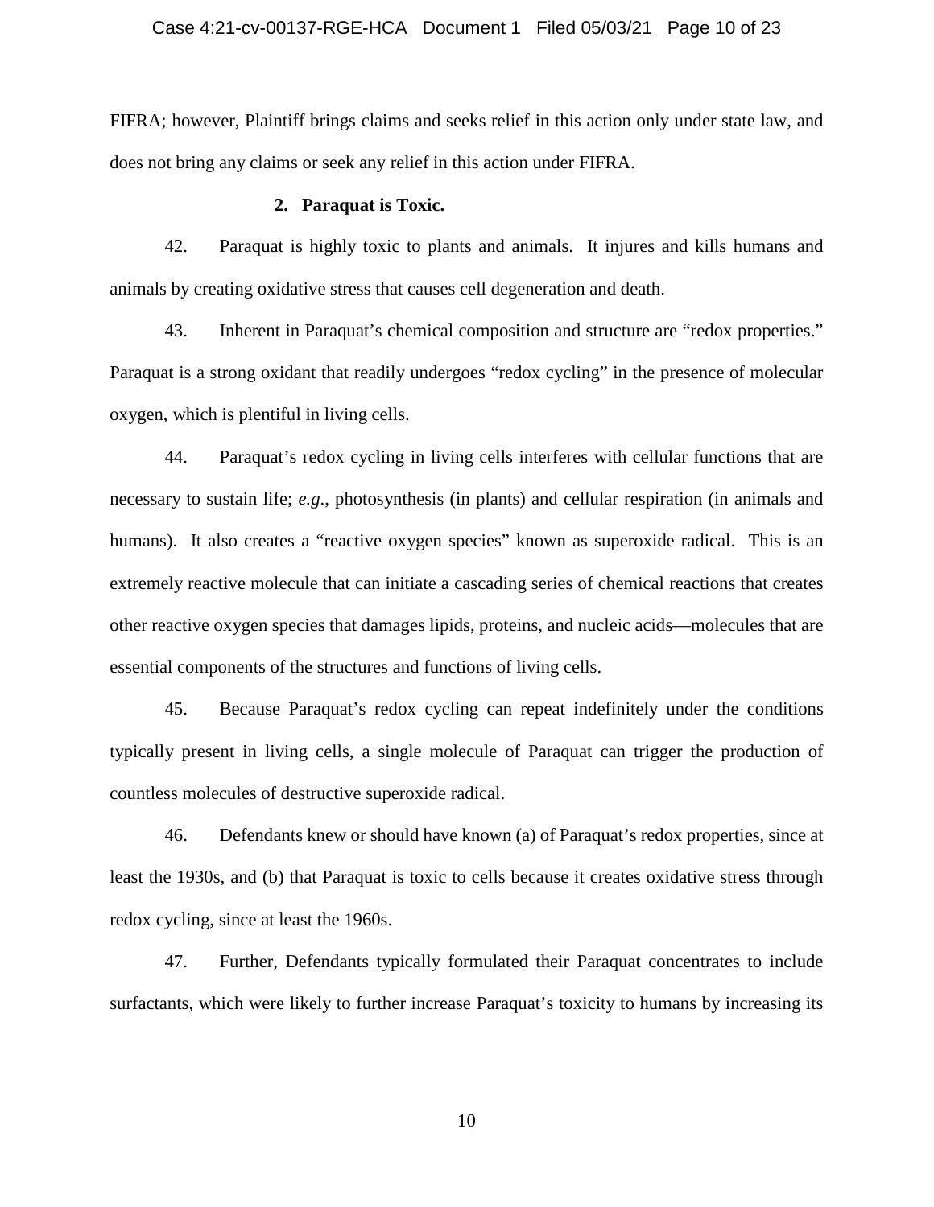FIFRA; however, Plaintiff brings claims and seeks relief in this action only under state law, and does not bring any claims or seek any relief in this action under FIFRA.

**2. Paraquat is Toxic.**

42. Paraquat is highly toxic to plants and animals. It injures and kills humans and animals by creating oxidative stress that causes cell degeneration and death.

43. Inherent in Paraquat's chemical composition and structure are "redox properties." Paraquat is a strong oxidant that readily undergoes "redox cycling" in the presence of molecular oxygen, which is plentiful in living cells.

44. Paraquat's redox cycling in living cells interferes with cellular functions that are necessary to sustain life; *e.g.*, photosynthesis (in plants) and cellular respiration (in animals and humans). It also creates a "reactive oxygen species" known as superoxide radical. This is an extremely reactive molecule that can initiate a cascading series of chemical reactions that creates other reactive oxygen species that damages lipids, proteins, and nucleic acids—molecules that are essential components of the structures and functions of living cells.

45. Because Paraquat's redox cycling can repeat indefinitely under the conditions typically present in living cells, a single molecule of Paraquat can trigger the production of countless molecules of destructive superoxide radical.

46. Defendants knew or should have known (a) of Paraquat's redox properties, since at least the 1930s, and (b) that Paraquat is toxic to cells because it creates oxidative stress through redox cycling, since at least the 1960s.

47. Further, Defendants typically formulated their Paraquat concentrates to include surfactants, which were likely to further increase Paraquat's toxicity to humans by increasing its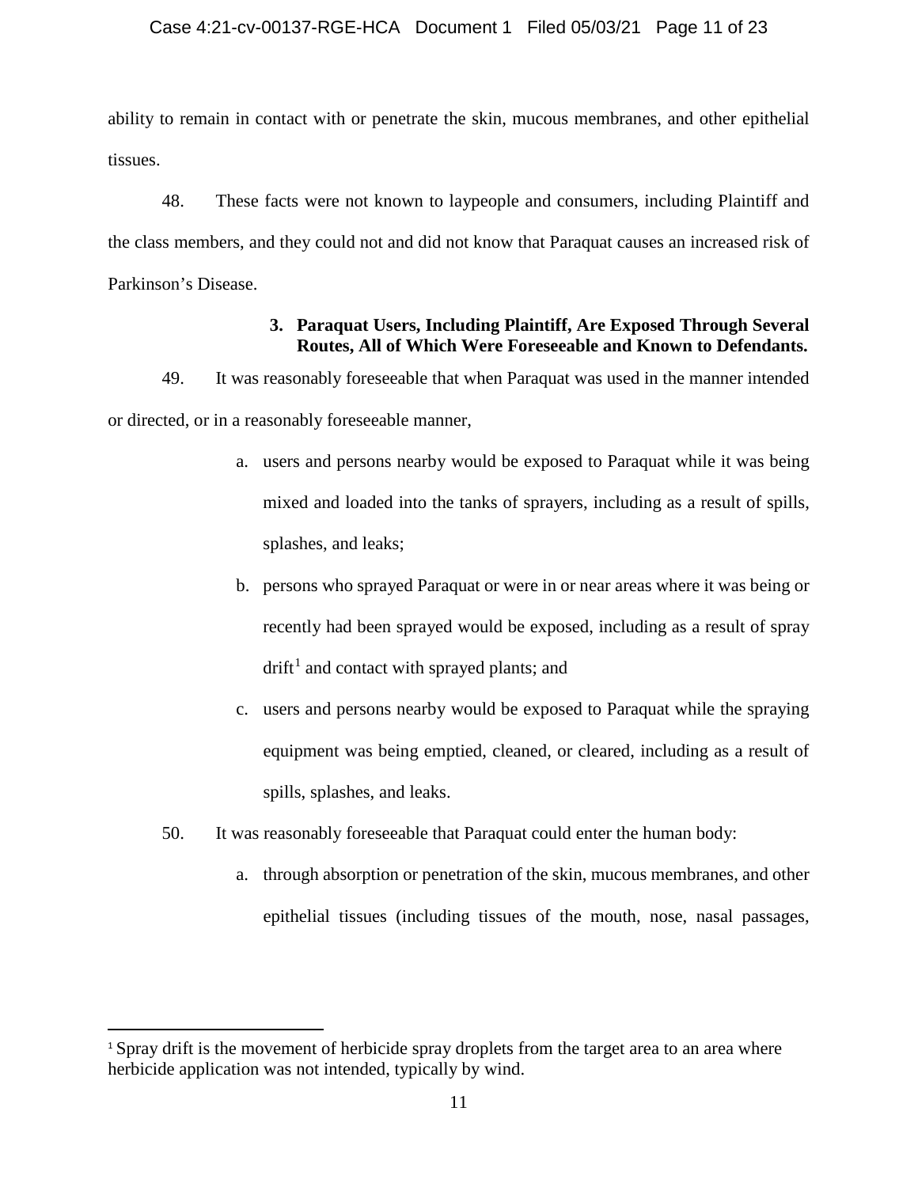ability to remain in contact with or penetrate the skin, mucous membranes, and other epithelial tissues.

48. These facts were not known to laypeople and consumers, including Plaintiff and the class members, and they could not and did not know that Paraquat causes an increased risk of Parkinson's Disease.

### 3. Paraquat Users, Including Plaintiff, Are Exposed Through Several Routes, All of Which Were Foreseeable and Known to Defendants.

49. It was reasonably foreseeable that when Paraquat was used in the manner intended or directed, or in a reasonably foreseeable manner,

a. users and persons nearby would be exposed to Paraquat while it was being mixed and loaded into the tanks of sprayers, including as a result of spills, splashes, and leaks;

b. persons who sprayed Paraquat or were in or near areas where it was being or recently had been sprayed would be exposed, including as a result of spray drift[1] and contact with sprayed plants; and

c. users and persons nearby would be exposed to Paraquat while the spraying equipment was being emptied, cleaned, or cleared, including as a result of spills, splashes, and leaks.

50. It was reasonably foreseeable that Paraquat could enter the human body:

a. through absorption or penetration of the skin, mucous membranes, and other epithelial tissues (including tissues of the mouth, nose, nasal passages,

---

[1] Spray drift is the movement of herbicide spray droplets from the target area to an area where herbicide application was not intended, typically by wind.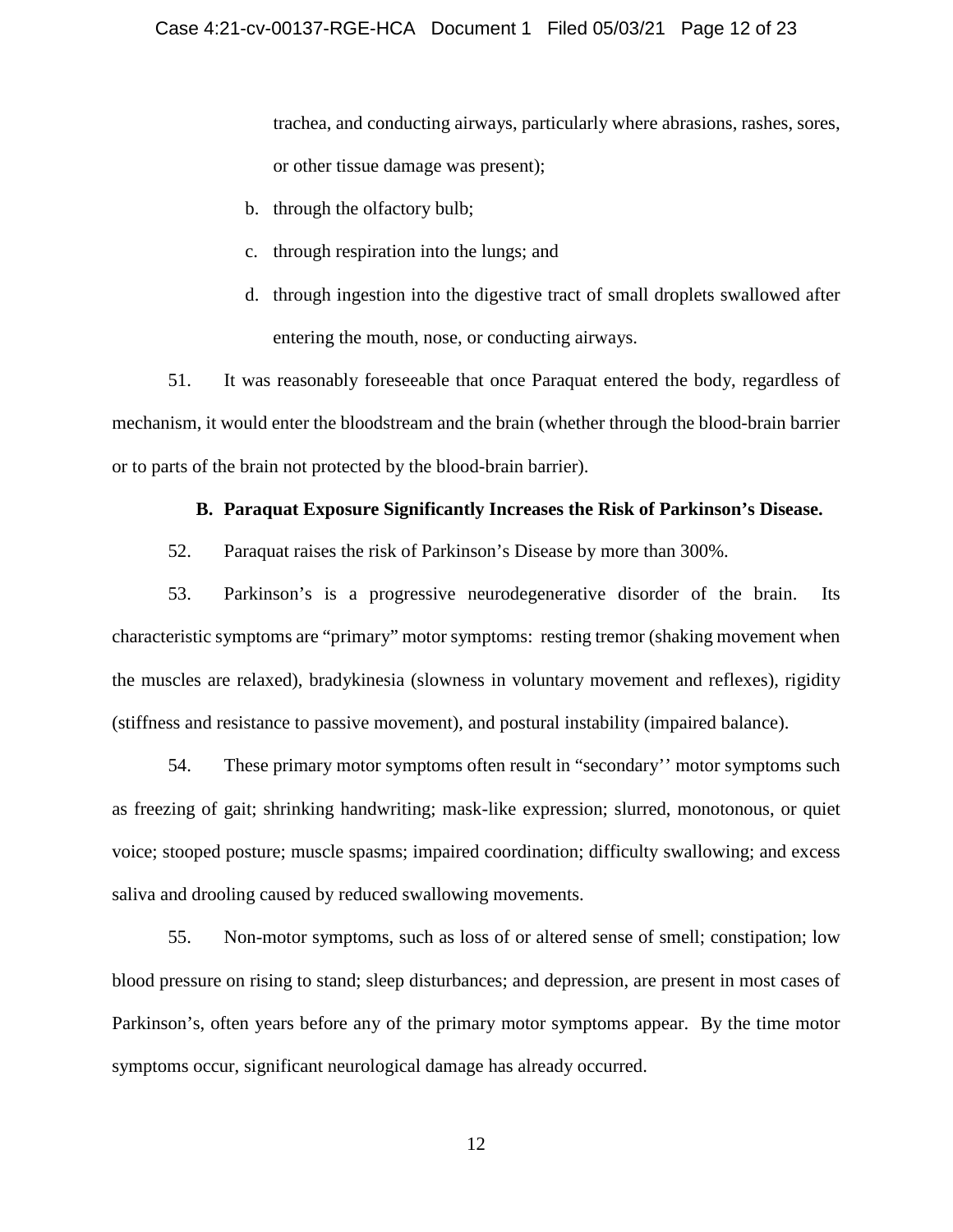trachea, and conducting airways, particularly where abrasions, rashes, sores, or other tissue damage was present);

b. through the olfactory bulb;

c. through respiration into the lungs; and

d. through ingestion into the digestive tract of small droplets swallowed after entering the mouth, nose, or conducting airways.

51. It was reasonably foreseeable that once Paraquat entered the body, regardless of mechanism, it would enter the bloodstream and the brain (whether through the blood-brain barrier or to parts of the brain not protected by the blood-brain barrier).

**B. Paraquat Exposure Significantly Increases the Risk of Parkinson's Disease.**

52. Paraquat raises the risk of Parkinson's Disease by more than 300%.

53. Parkinson's is a progressive neurodegenerative disorder of the brain. Its characteristic symptoms are "primary" motor symptoms: resting tremor (shaking movement when the muscles are relaxed), bradykinesia (slowness in voluntary movement and reflexes), rigidity (stiffness and resistance to passive movement), and postural instability (impaired balance).

54. These primary motor symptoms often result in "secondary'' motor symptoms such as freezing of gait; shrinking handwriting; mask-like expression; slurred, monotonous, or quiet voice; stooped posture; muscle spasms; impaired coordination; difficulty swallowing; and excess saliva and drooling caused by reduced swallowing movements.

55. Non-motor symptoms, such as loss of or altered sense of smell; constipation; low blood pressure on rising to stand; sleep disturbances; and depression, are present in most cases of Parkinson's, often years before any of the primary motor symptoms appear. By the time motor symptoms occur, significant neurological damage has already occurred.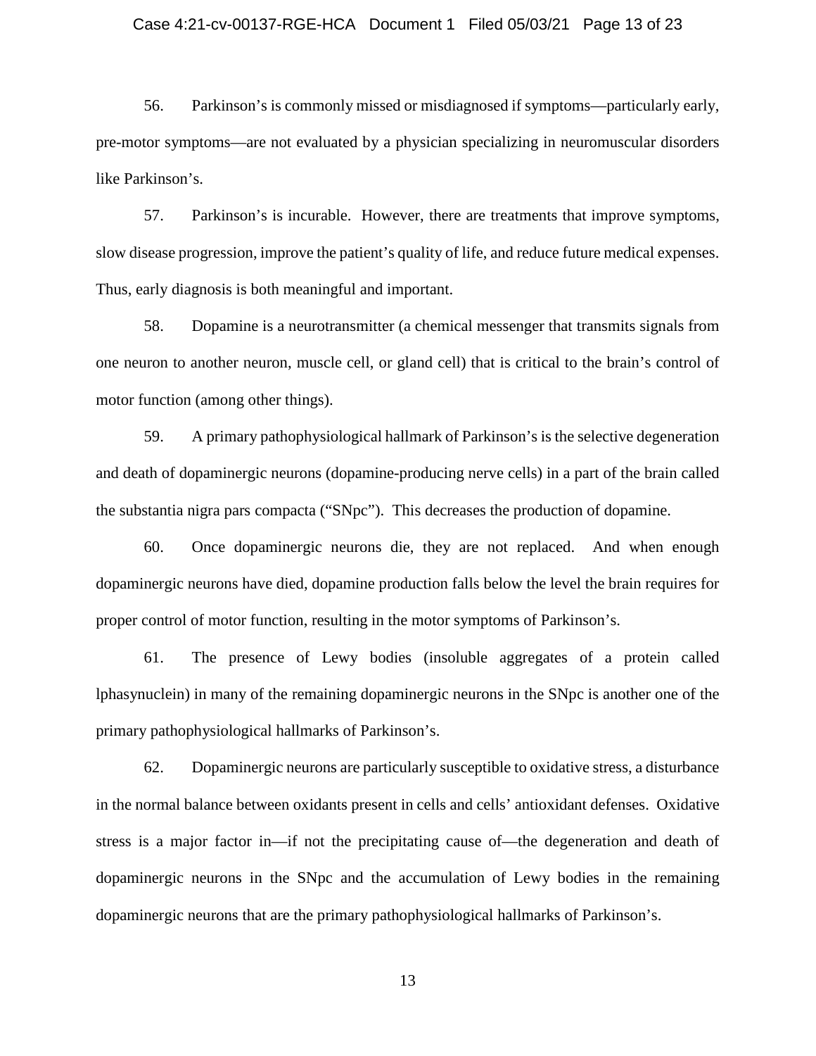56. Parkinson's is commonly missed or misdiagnosed if symptoms—particularly early, pre-motor symptoms—are not evaluated by a physician specializing in neuromuscular disorders like Parkinson's.

57. Parkinson's is incurable. However, there are treatments that improve symptoms, slow disease progression, improve the patient's quality of life, and reduce future medical expenses. Thus, early diagnosis is both meaningful and important.

58. Dopamine is a neurotransmitter (a chemical messenger that transmits signals from one neuron to another neuron, muscle cell, or gland cell) that is critical to the brain's control of motor function (among other things).

59. A primary pathophysiological hallmark of Parkinson's is the selective degeneration and death of dopaminergic neurons (dopamine-producing nerve cells) in a part of the brain called the substantia nigra pars compacta ("SNpc"). This decreases the production of dopamine.

60. Once dopaminergic neurons die, they are not replaced. And when enough dopaminergic neurons have died, dopamine production falls below the level the brain requires for proper control of motor function, resulting in the motor symptoms of Parkinson's.

61. The presence of Lewy bodies (insoluble aggregates of a protein called lphasynuclein) in many of the remaining dopaminergic neurons in the SNpc is another one of the primary pathophysiological hallmarks of Parkinson's.

62. Dopaminergic neurons are particularly susceptible to oxidative stress, a disturbance in the normal balance between oxidants present in cells and cells' antioxidant defenses. Oxidative stress is a major factor in—if not the precipitating cause of—the degeneration and death of dopaminergic neurons in the SNpc and the accumulation of Lewy bodies in the remaining dopaminergic neurons that are the primary pathophysiological hallmarks of Parkinson's.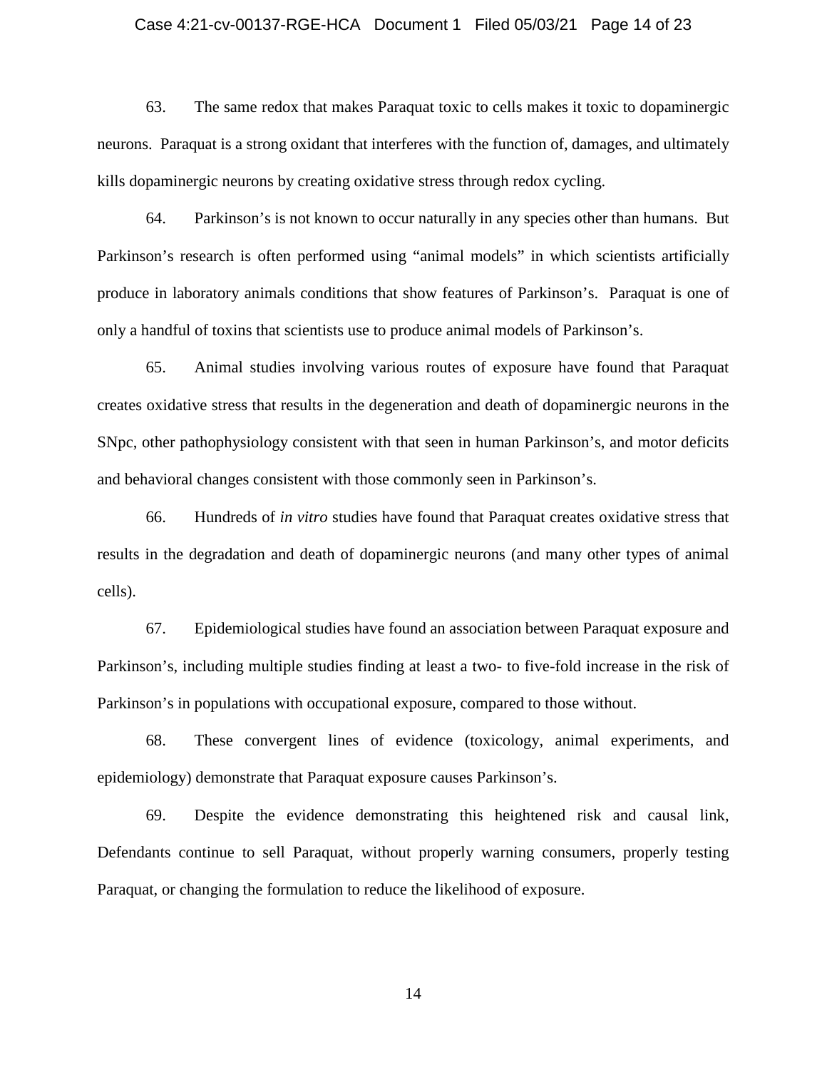63. The same redox that makes Paraquat toxic to cells makes it toxic to dopaminergic neurons. Paraquat is a strong oxidant that interferes with the function of, damages, and ultimately kills dopaminergic neurons by creating oxidative stress through redox cycling.

64. Parkinson's is not known to occur naturally in any species other than humans. But Parkinson's research is often performed using "animal models" in which scientists artificially produce in laboratory animals conditions that show features of Parkinson's. Paraquat is one of only a handful of toxins that scientists use to produce animal models of Parkinson's.

65. Animal studies involving various routes of exposure have found that Paraquat creates oxidative stress that results in the degeneration and death of dopaminergic neurons in the SNpc, other pathophysiology consistent with that seen in human Parkinson's, and motor deficits and behavioral changes consistent with those commonly seen in Parkinson's.

66. Hundreds of *in vitro* studies have found that Paraquat creates oxidative stress that results in the degradation and death of dopaminergic neurons (and many other types of animal cells).

67. Epidemiological studies have found an association between Paraquat exposure and Parkinson's, including multiple studies finding at least a two- to five-fold increase in the risk of Parkinson's in populations with occupational exposure, compared to those without.

68. These convergent lines of evidence (toxicology, animal experiments, and epidemiology) demonstrate that Paraquat exposure causes Parkinson's.

69. Despite the evidence demonstrating this heightened risk and causal link, Defendants continue to sell Paraquat, without properly warning consumers, properly testing Paraquat, or changing the formulation to reduce the likelihood of exposure.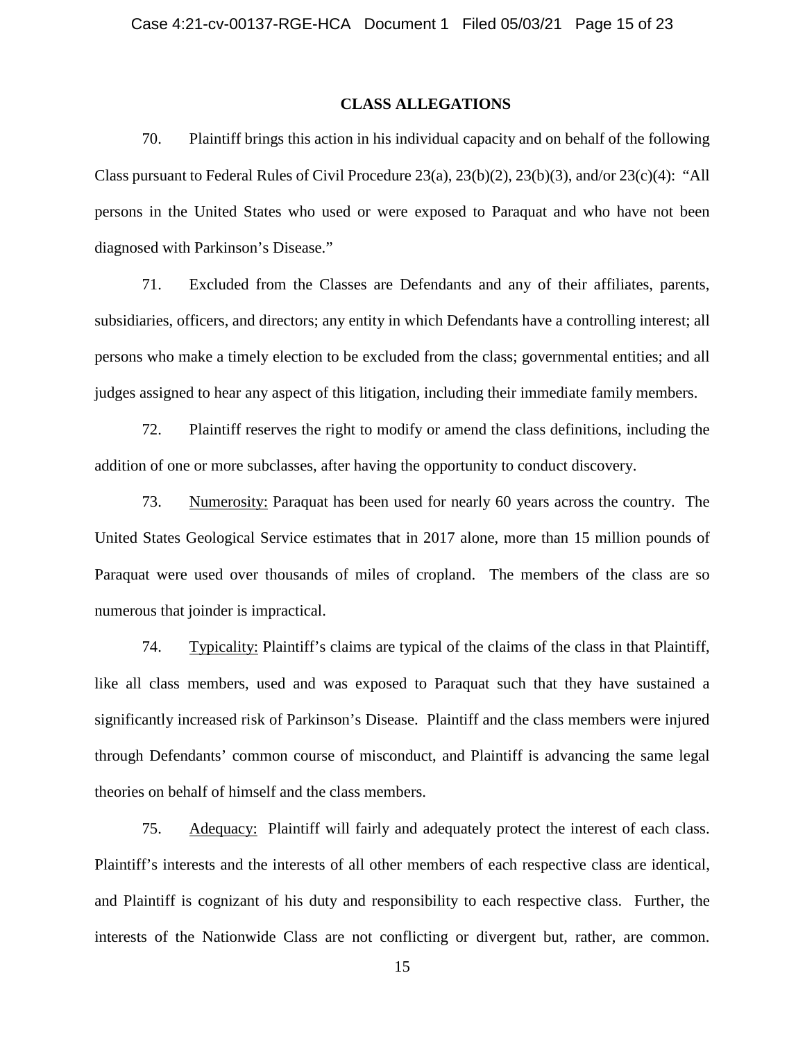## CLASS ALLEGATIONS

70. Plaintiff brings this action in his individual capacity and on behalf of the following Class pursuant to Federal Rules of Civil Procedure 23(a), 23(b)(2), 23(b)(3), and/or 23(c)(4): "All persons in the United States who used or were exposed to Paraquat and who have not been diagnosed with Parkinson's Disease."

71. Excluded from the Classes are Defendants and any of their affiliates, parents, subsidiaries, officers, and directors; any entity in which Defendants have a controlling interest; all persons who make a timely election to be excluded from the class; governmental entities; and all judges assigned to hear any aspect of this litigation, including their immediate family members.

72. Plaintiff reserves the right to modify or amend the class definitions, including the addition of one or more subclasses, after having the opportunity to conduct discovery.

73. Numerosity: Paraquat has been used for nearly 60 years across the country. The United States Geological Service estimates that in 2017 alone, more than 15 million pounds of Paraquat were used over thousands of miles of cropland. The members of the class are so numerous that joinder is impractical.

74. Typicality: Plaintiff's claims are typical of the claims of the class in that Plaintiff, like all class members, used and was exposed to Paraquat such that they have sustained a significantly increased risk of Parkinson's Disease. Plaintiff and the class members were injured through Defendants' common course of misconduct, and Plaintiff is advancing the same legal theories on behalf of himself and the class members.

75. Adequacy: Plaintiff will fairly and adequately protect the interest of each class. Plaintiff's interests and the interests of all other members of each respective class are identical, and Plaintiff is cognizant of his duty and responsibility to each respective class. Further, the interests of the Nationwide Class are not conflicting or divergent but, rather, are common.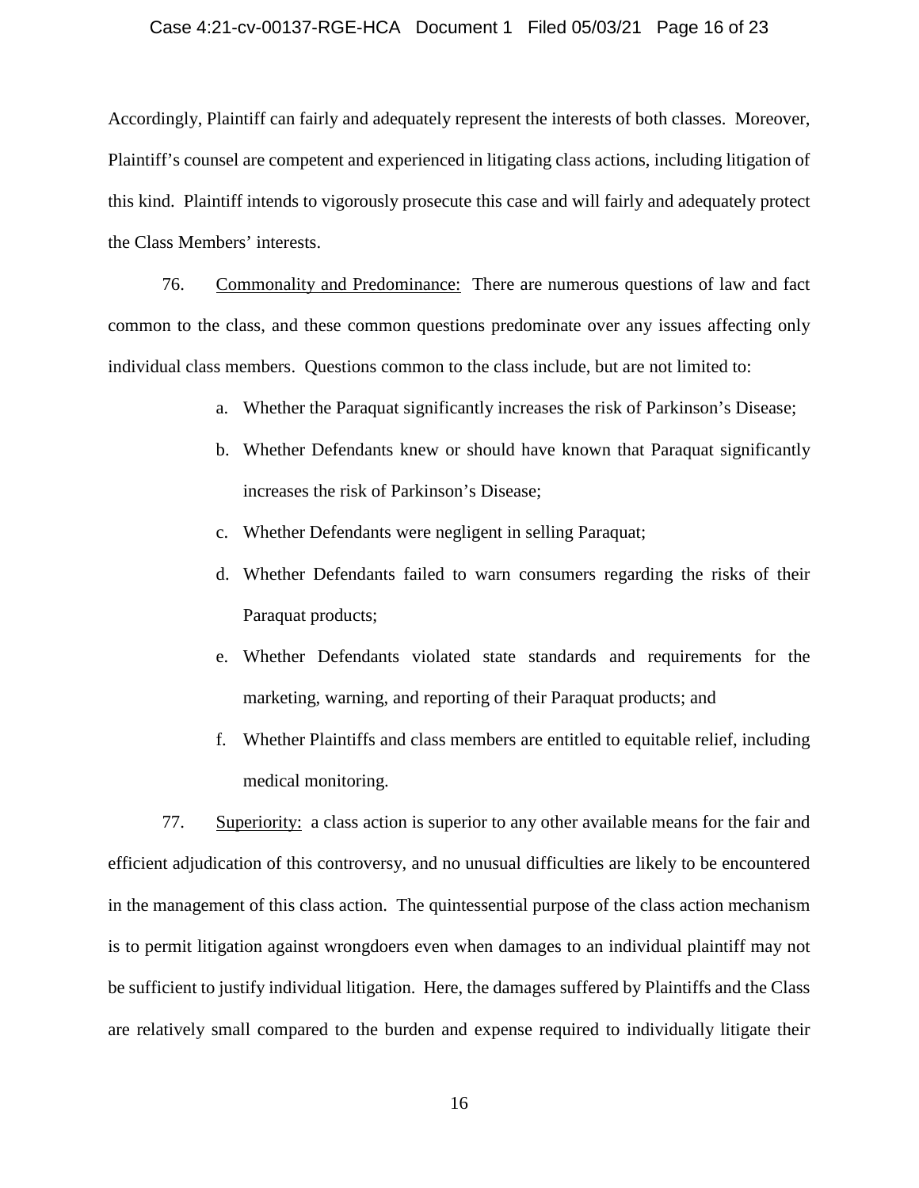Accordingly, Plaintiff can fairly and adequately represent the interests of both classes. Moreover, Plaintiff's counsel are competent and experienced in litigating class actions, including litigation of this kind. Plaintiff intends to vigorously prosecute this case and will fairly and adequately protect the Class Members' interests.

76. Commonality and Predominance: There are numerous questions of law and fact common to the class, and these common questions predominate over any issues affecting only individual class members. Questions common to the class include, but are not limited to:

a. Whether the Paraquat significantly increases the risk of Parkinson's Disease;

b. Whether Defendants knew or should have known that Paraquat significantly increases the risk of Parkinson's Disease;

c. Whether Defendants were negligent in selling Paraquat;

d. Whether Defendants failed to warn consumers regarding the risks of their Paraquat products;

e. Whether Defendants violated state standards and requirements for the marketing, warning, and reporting of their Paraquat products; and

f. Whether Plaintiffs and class members are entitled to equitable relief, including medical monitoring.

77. Superiority: a class action is superior to any other available means for the fair and efficient adjudication of this controversy, and no unusual difficulties are likely to be encountered in the management of this class action. The quintessential purpose of the class action mechanism is to permit litigation against wrongdoers even when damages to an individual plaintiff may not be sufficient to justify individual litigation. Here, the damages suffered by Plaintiffs and the Class are relatively small compared to the burden and expense required to individually litigate their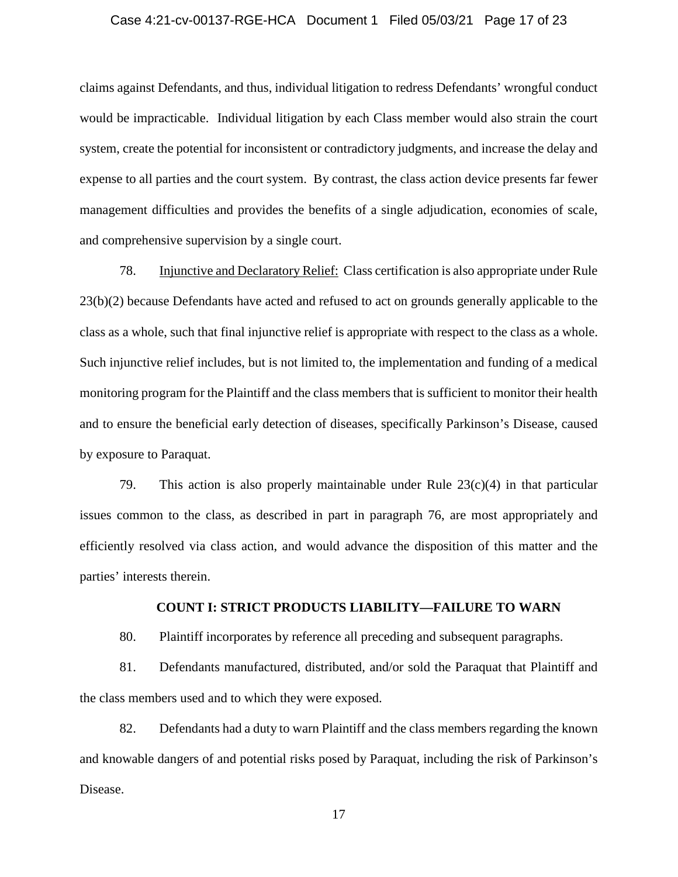claims against Defendants, and thus, individual litigation to redress Defendants' wrongful conduct would be impracticable. Individual litigation by each Class member would also strain the court system, create the potential for inconsistent or contradictory judgments, and increase the delay and expense to all parties and the court system. By contrast, the class action device presents far fewer management difficulties and provides the benefits of a single adjudication, economies of scale, and comprehensive supervision by a single court.

78. Injunctive and Declaratory Relief: Class certification is also appropriate under Rule 23(b)(2) because Defendants have acted and refused to act on grounds generally applicable to the class as a whole, such that final injunctive relief is appropriate with respect to the class as a whole. Such injunctive relief includes, but is not limited to, the implementation and funding of a medical monitoring program for the Plaintiff and the class members that is sufficient to monitor their health and to ensure the beneficial early detection of diseases, specifically Parkinson's Disease, caused by exposure to Paraquat.

79. This action is also properly maintainable under Rule 23(c)(4) in that particular issues common to the class, as described in part in paragraph 76, are most appropriately and efficiently resolved via class action, and would advance the disposition of this matter and the parties' interests therein.

## COUNT I: STRICT PRODUCTS LIABILITY—FAILURE TO WARN

80. Plaintiff incorporates by reference all preceding and subsequent paragraphs.

81. Defendants manufactured, distributed, and/or sold the Paraquat that Plaintiff and the class members used and to which they were exposed.

82. Defendants had a duty to warn Plaintiff and the class members regarding the known and knowable dangers of and potential risks posed by Paraquat, including the risk of Parkinson's Disease.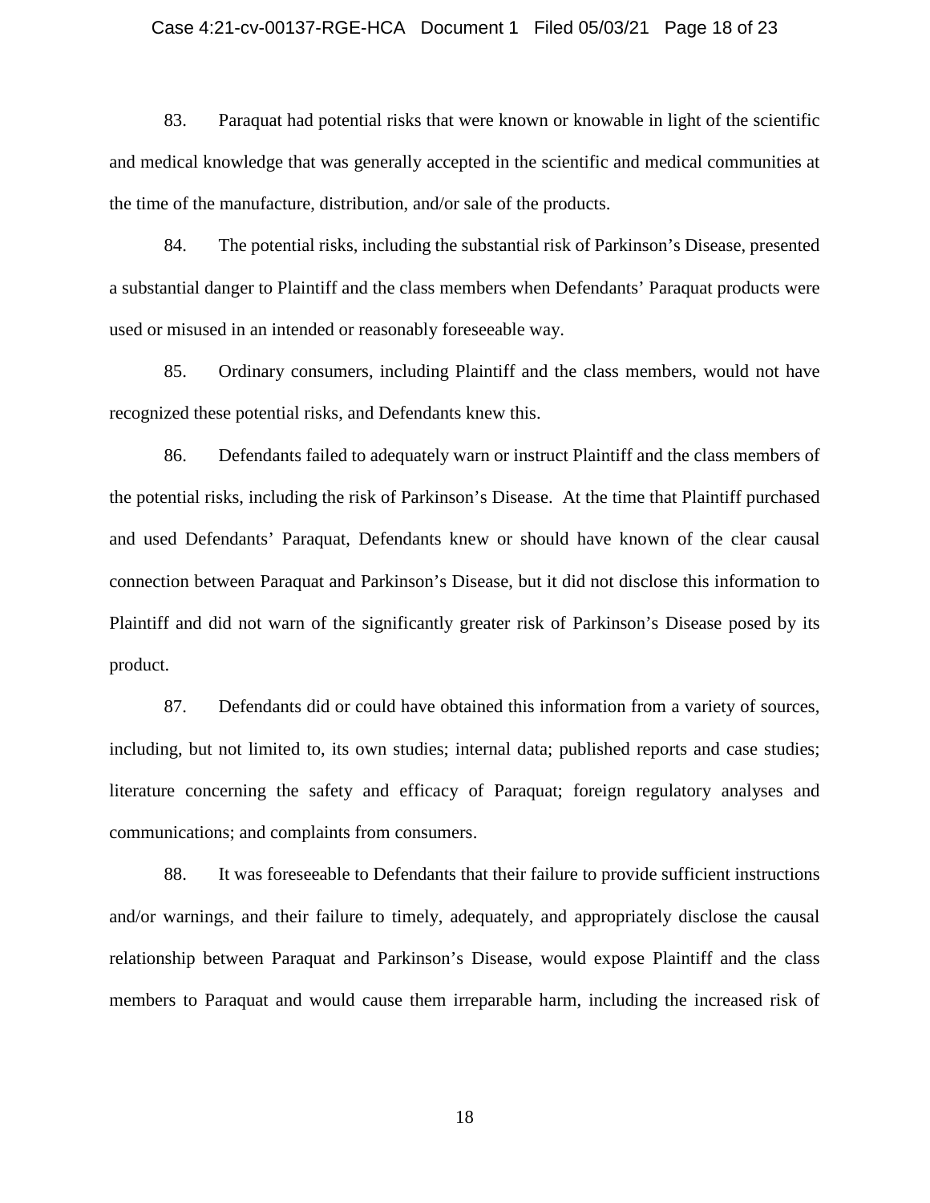83. Paraquat had potential risks that were known or knowable in light of the scientific and medical knowledge that was generally accepted in the scientific and medical communities at the time of the manufacture, distribution, and/or sale of the products.

84. The potential risks, including the substantial risk of Parkinson's Disease, presented a substantial danger to Plaintiff and the class members when Defendants' Paraquat products were used or misused in an intended or reasonably foreseeable way.

85. Ordinary consumers, including Plaintiff and the class members, would not have recognized these potential risks, and Defendants knew this.

86. Defendants failed to adequately warn or instruct Plaintiff and the class members of the potential risks, including the risk of Parkinson's Disease. At the time that Plaintiff purchased and used Defendants' Paraquat, Defendants knew or should have known of the clear causal connection between Paraquat and Parkinson's Disease, but it did not disclose this information to Plaintiff and did not warn of the significantly greater risk of Parkinson's Disease posed by its product.

87. Defendants did or could have obtained this information from a variety of sources, including, but not limited to, its own studies; internal data; published reports and case studies; literature concerning the safety and efficacy of Paraquat; foreign regulatory analyses and communications; and complaints from consumers.

88. It was foreseeable to Defendants that their failure to provide sufficient instructions and/or warnings, and their failure to timely, adequately, and appropriately disclose the causal relationship between Paraquat and Parkinson's Disease, would expose Plaintiff and the class members to Paraquat and would cause them irreparable harm, including the increased risk of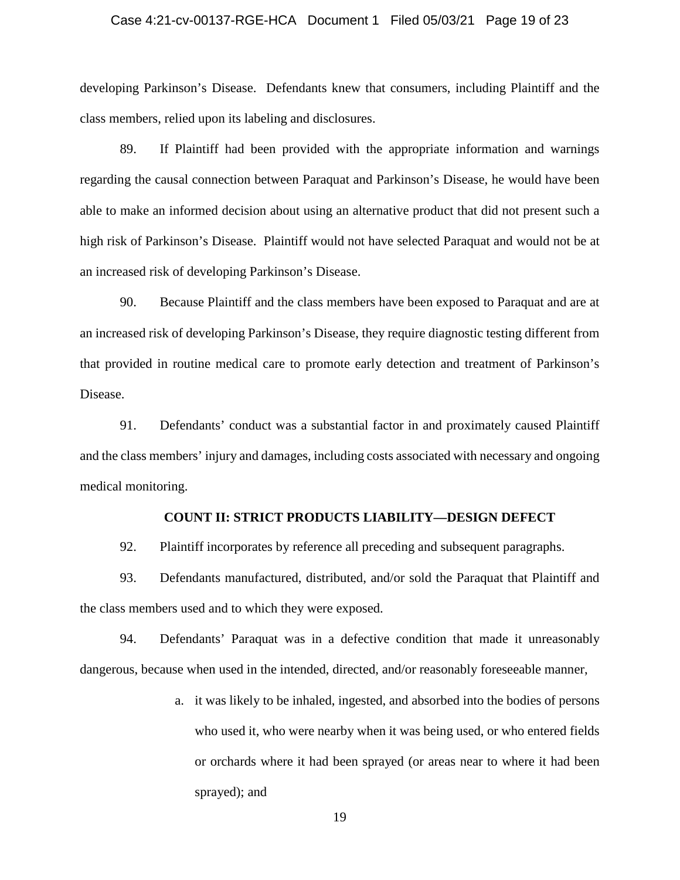developing Parkinson's Disease. Defendants knew that consumers, including Plaintiff and the class members, relied upon its labeling and disclosures.

89. If Plaintiff had been provided with the appropriate information and warnings regarding the causal connection between Paraquat and Parkinson's Disease, he would have been able to make an informed decision about using an alternative product that did not present such a high risk of Parkinson's Disease. Plaintiff would not have selected Paraquat and would not be at an increased risk of developing Parkinson's Disease.

90. Because Plaintiff and the class members have been exposed to Paraquat and are at an increased risk of developing Parkinson's Disease, they require diagnostic testing different from that provided in routine medical care to promote early detection and treatment of Parkinson's Disease.

91. Defendants' conduct was a substantial factor in and proximately caused Plaintiff and the class members' injury and damages, including costs associated with necessary and ongoing medical monitoring.

**COUNT II: STRICT PRODUCTS LIABILITY—DESIGN DEFECT**

92. Plaintiff incorporates by reference all preceding and subsequent paragraphs.

93. Defendants manufactured, distributed, and/or sold the Paraquat that Plaintiff and the class members used and to which they were exposed.

94. Defendants' Paraquat was in a defective condition that made it unreasonably dangerous, because when used in the intended, directed, and/or reasonably foreseeable manner,

a. it was likely to be inhaled, ingested, and absorbed into the bodies of persons who used it, who were nearby when it was being used, or who entered fields or orchards where it had been sprayed (or areas near to where it had been sprayed); and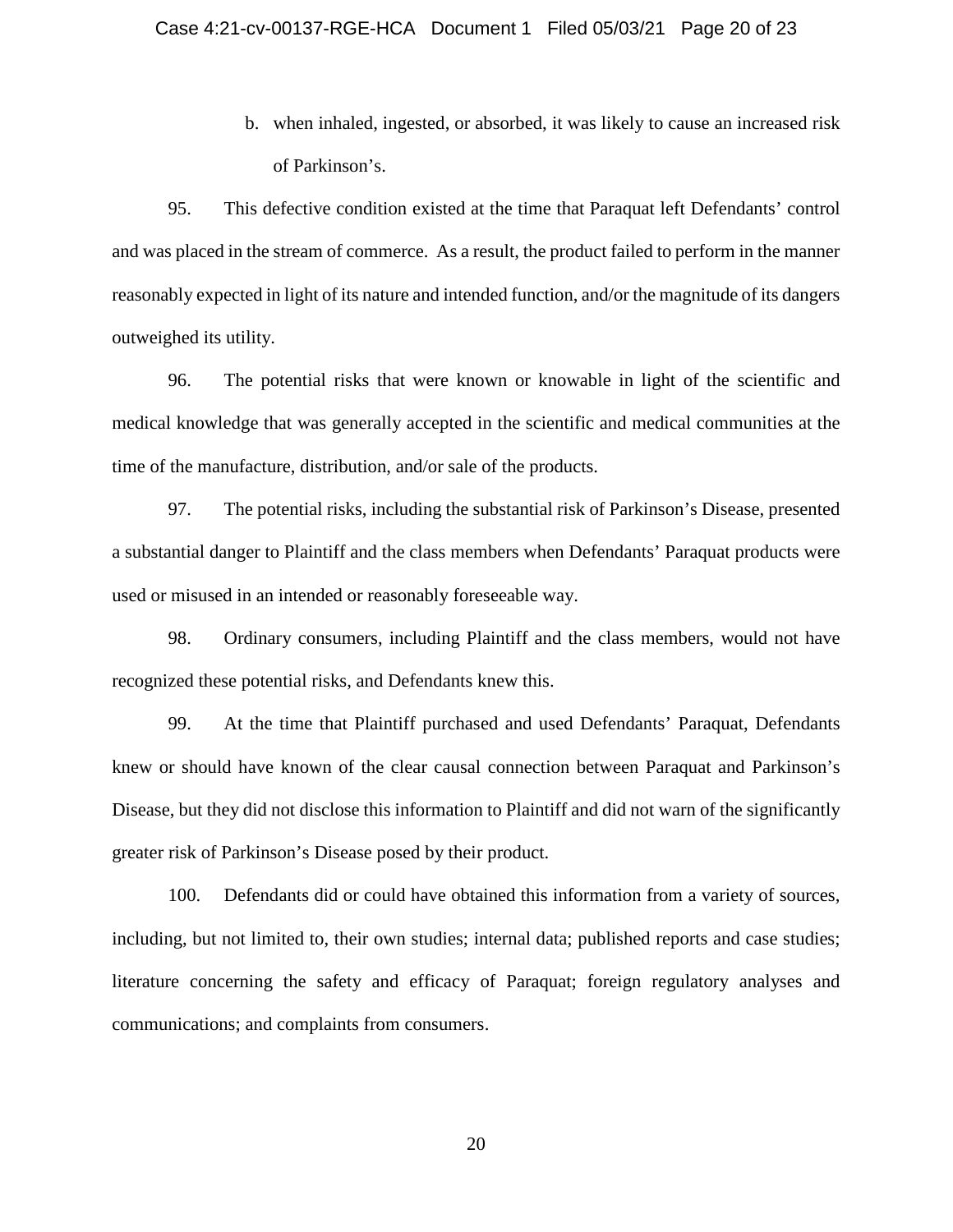b. when inhaled, ingested, or absorbed, it was likely to cause an increased risk of Parkinson's.

95. This defective condition existed at the time that Paraquat left Defendants' control and was placed in the stream of commerce. As a result, the product failed to perform in the manner reasonably expected in light of its nature and intended function, and/or the magnitude of its dangers outweighed its utility.

96. The potential risks that were known or knowable in light of the scientific and medical knowledge that was generally accepted in the scientific and medical communities at the time of the manufacture, distribution, and/or sale of the products.

97. The potential risks, including the substantial risk of Parkinson's Disease, presented a substantial danger to Plaintiff and the class members when Defendants' Paraquat products were used or misused in an intended or reasonably foreseeable way.

98. Ordinary consumers, including Plaintiff and the class members, would not have recognized these potential risks, and Defendants knew this.

99. At the time that Plaintiff purchased and used Defendants' Paraquat, Defendants knew or should have known of the clear causal connection between Paraquat and Parkinson's Disease, but they did not disclose this information to Plaintiff and did not warn of the significantly greater risk of Parkinson's Disease posed by their product.

100. Defendants did or could have obtained this information from a variety of sources, including, but not limited to, their own studies; internal data; published reports and case studies; literature concerning the safety and efficacy of Paraquat; foreign regulatory analyses and communications; and complaints from consumers.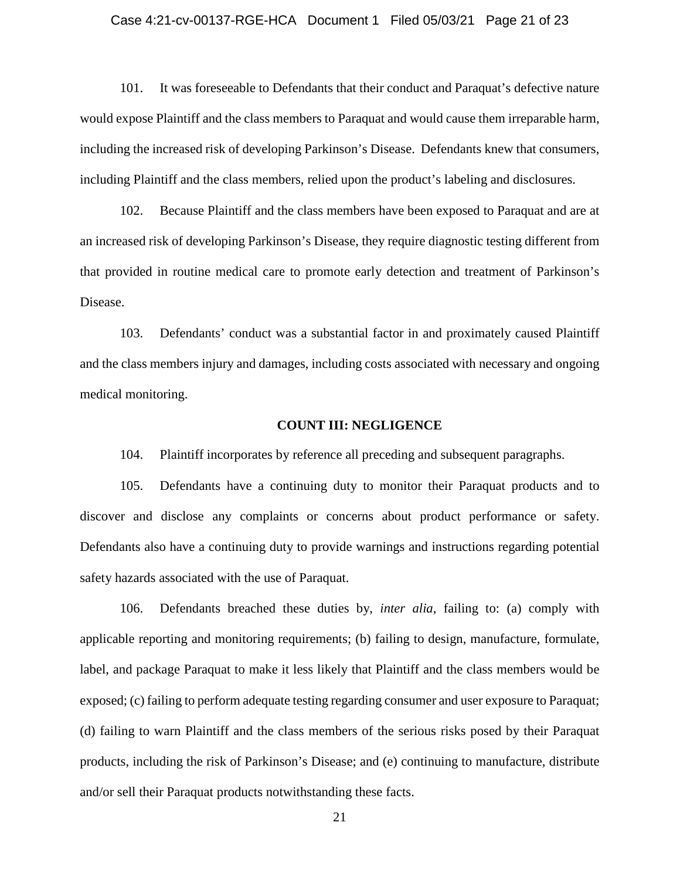101. It was foreseeable to Defendants that their conduct and Paraquat's defective nature would expose Plaintiff and the class members to Paraquat and would cause them irreparable harm, including the increased risk of developing Parkinson's Disease. Defendants knew that consumers, including Plaintiff and the class members, relied upon the product's labeling and disclosures.

102. Because Plaintiff and the class members have been exposed to Paraquat and are at an increased risk of developing Parkinson's Disease, they require diagnostic testing different from that provided in routine medical care to promote early detection and treatment of Parkinson's Disease.

103. Defendants' conduct was a substantial factor in and proximately caused Plaintiff and the class members injury and damages, including costs associated with necessary and ongoing medical monitoring.

## COUNT III: NEGLIGENCE

104. Plaintiff incorporates by reference all preceding and subsequent paragraphs.

105. Defendants have a continuing duty to monitor their Paraquat products and to discover and disclose any complaints or concerns about product performance or safety. Defendants also have a continuing duty to provide warnings and instructions regarding potential safety hazards associated with the use of Paraquat.

106. Defendants breached these duties by, *inter alia*, failing to: (a) comply with applicable reporting and monitoring requirements; (b) failing to design, manufacture, formulate, label, and package Paraquat to make it less likely that Plaintiff and the class members would be exposed; (c) failing to perform adequate testing regarding consumer and user exposure to Paraquat; (d) failing to warn Plaintiff and the class members of the serious risks posed by their Paraquat products, including the risk of Parkinson's Disease; and (e) continuing to manufacture, distribute and/or sell their Paraquat products notwithstanding these facts.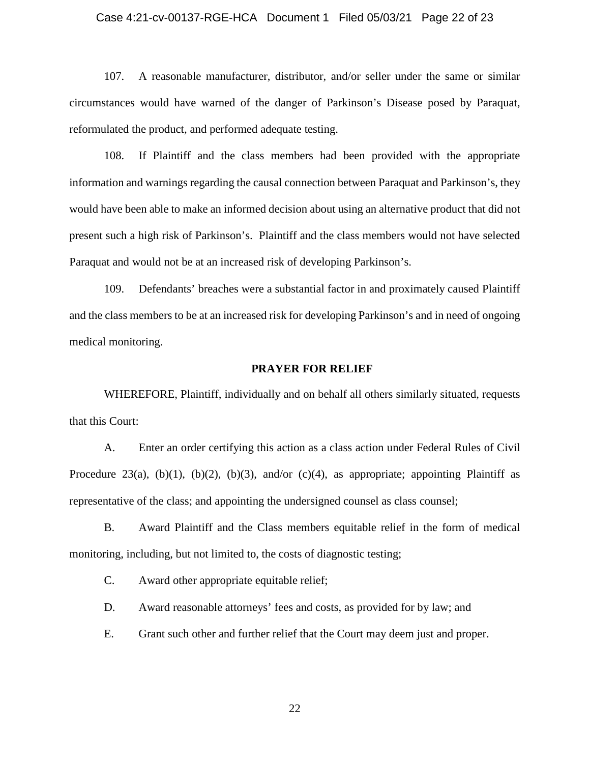107. A reasonable manufacturer, distributor, and/or seller under the same or similar circumstances would have warned of the danger of Parkinson's Disease posed by Paraquat, reformulated the product, and performed adequate testing.

108. If Plaintiff and the class members had been provided with the appropriate information and warnings regarding the causal connection between Paraquat and Parkinson's, they would have been able to make an informed decision about using an alternative product that did not present such a high risk of Parkinson's. Plaintiff and the class members would not have selected Paraquat and would not be at an increased risk of developing Parkinson's.

109. Defendants' breaches were a substantial factor in and proximately caused Plaintiff and the class members to be at an increased risk for developing Parkinson's and in need of ongoing medical monitoring.

**PRAYER FOR RELIEF**

WHEREFORE, Plaintiff, individually and on behalf all others similarly situated, requests that this Court:

A. Enter an order certifying this action as a class action under Federal Rules of Civil Procedure 23(a), (b)(1), (b)(2), (b)(3), and/or (c)(4), as appropriate; appointing Plaintiff as representative of the class; and appointing the undersigned counsel as class counsel;

B. Award Plaintiff and the Class members equitable relief in the form of medical monitoring, including, but not limited to, the costs of diagnostic testing;

C. Award other appropriate equitable relief;

D. Award reasonable attorneys' fees and costs, as provided for by law; and

E. Grant such other and further relief that the Court may deem just and proper.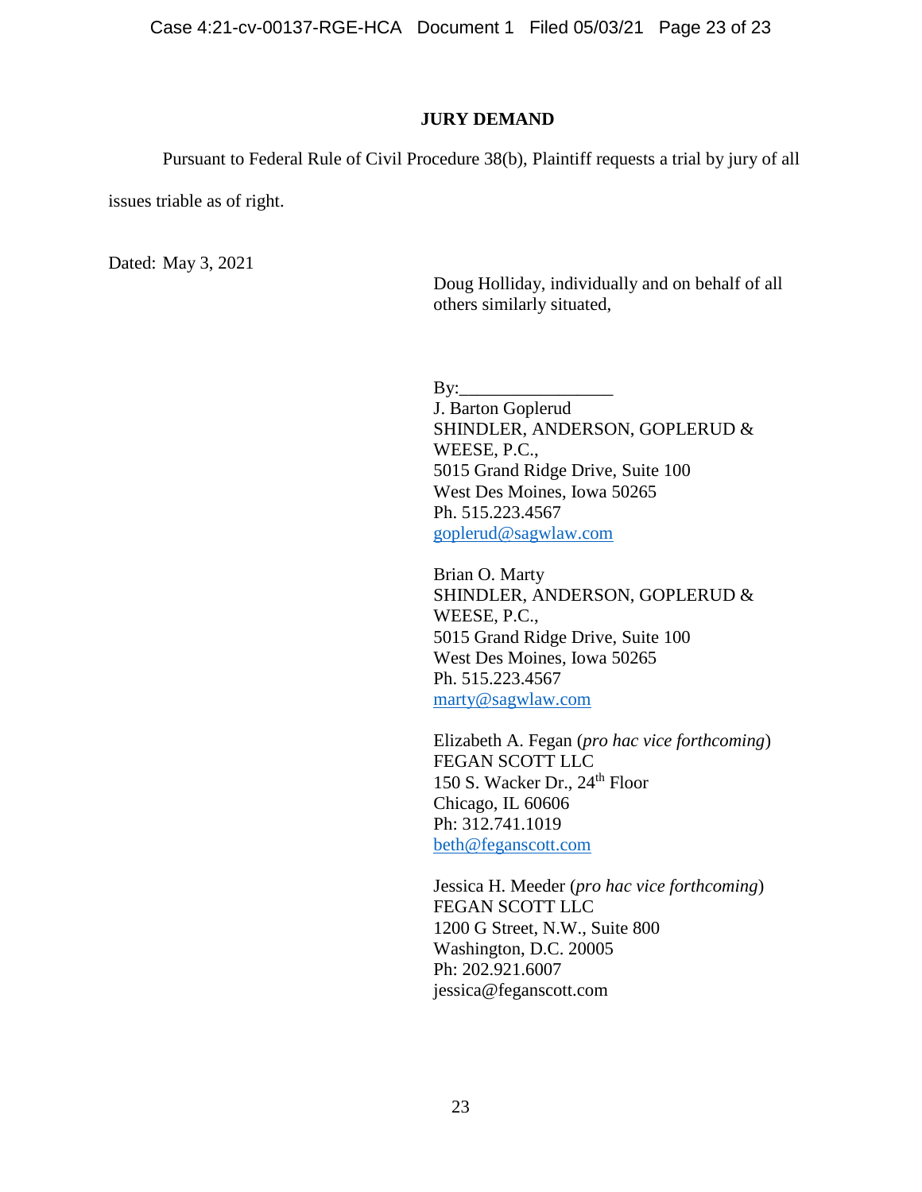**JURY DEMAND**

Pursuant to Federal Rule of Civil Procedure 38(b), Plaintiff requests a trial by jury of all issues triable as of right.

Dated: May 3, 2021

Doug Holliday, individually and on behalf of all others similarly situated,

By:_________________
J. Barton Goplerud
SHINDLER, ANDERSON, GOPLERUD & WEESE, P.C.,
5015 Grand Ridge Drive, Suite 100
West Des Moines, Iowa 50265
Ph. 515.223.4567
goplerud@sagwlaw.com

Brian O. Marty
SHINDLER, ANDERSON, GOPLERUD & WEESE, P.C.,
5015 Grand Ridge Drive, Suite 100
West Des Moines, Iowa 50265
Ph. 515.223.4567
marty@sagwlaw.com

Elizabeth A. Fegan (*pro hac vice forthcoming*)
FEGAN SCOTT LLC
150 S. Wacker Dr., 24th Floor
Chicago, IL 60606
Ph: 312.741.1019
beth@feganscott.com

Jessica H. Meeder (*pro hac vice forthcoming*)
FEGAN SCOTT LLC
1200 G Street, N.W., Suite 800
Washington, D.C. 20005
Ph: 202.921.6007
jessica@feganscott.com